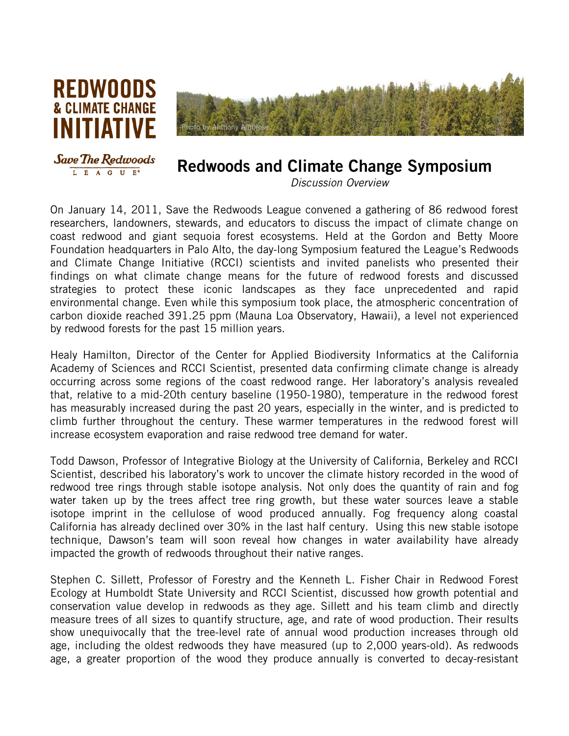# REDWOODS & CLIMATE CHANGE INITIATIVE

Photo by Anthony Ambrose

Save The Redwoods League

## Redwoods and Climate Change Symposium

*Discussion Overview*

On January 14, 2011, Save the Redwoods League convened a gathering of 86 redwood forest researchers, landowners, stewards, and educators to discuss the impact of climate change on coast redwood and giant sequoia forest ecosystems. Held at the Gordon and Betty Moore Foundation headquarters in Palo Alto, the day-long Symposium featured the League's Redwoods and Climate Change Initiative (RCCI) scientists and invited panelists who presented their findings on what climate change means for the future of redwood forests and discussed strategies to protect these iconic landscapes as they face unprecedented and rapid environmental change. Even while this symposium took place, the atmospheric concentration of carbon dioxide reached 391.25 ppm (Mauna Loa Observatory, Hawaii), a level not experienced by redwood forests for the past 15 million years.

Healy Hamilton, Director of the Center for Applied Biodiversity Informatics at the California Academy of Sciences and RCCI Scientist, presented data confirming climate change is already occurring across some regions of the coast redwood range. Her laboratory's analysis revealed that, relative to a mid-20th century baseline (1950-1980), temperature in the redwood forest has measurably increased during the past 20 years, especially in the winter, and is predicted to climb further throughout the century. These warmer temperatures in the redwood forest will increase ecosystem evaporation and raise redwood tree demand for water.

Todd Dawson, Professor of Integrative Biology at the University of California, Berkeley and RCCI Scientist, described his laboratory's work to uncover the climate history recorded in the wood of redwood tree rings through stable isotope analysis. Not only does the quantity of rain and fog water taken up by the trees affect tree ring growth, but these water sources leave a stable isotope imprint in the cellulose of wood produced annually. Fog frequency along coastal California has already declined over 30% in the last half century. Using this new stable isotope technique, Dawson's team will soon reveal how changes in water availability have already impacted the growth of redwoods throughout their native ranges.

Stephen C. Sillett, Professor of Forestry and the Kenneth L. Fisher Chair in Redwood Forest Ecology at Humboldt State University and RCCI Scientist, discussed how growth potential and conservation value develop in redwoods as they age. Sillett and his team climb and directly measure trees of all sizes to quantify structure, age, and rate of wood production. Their results show unequivocally that the tree-level rate of annual wood production increases through old age, including the oldest redwoods they have measured (up to 2,000 years-old). As redwoods age, a greater proportion of the wood they produce annually is converted to decay-resistant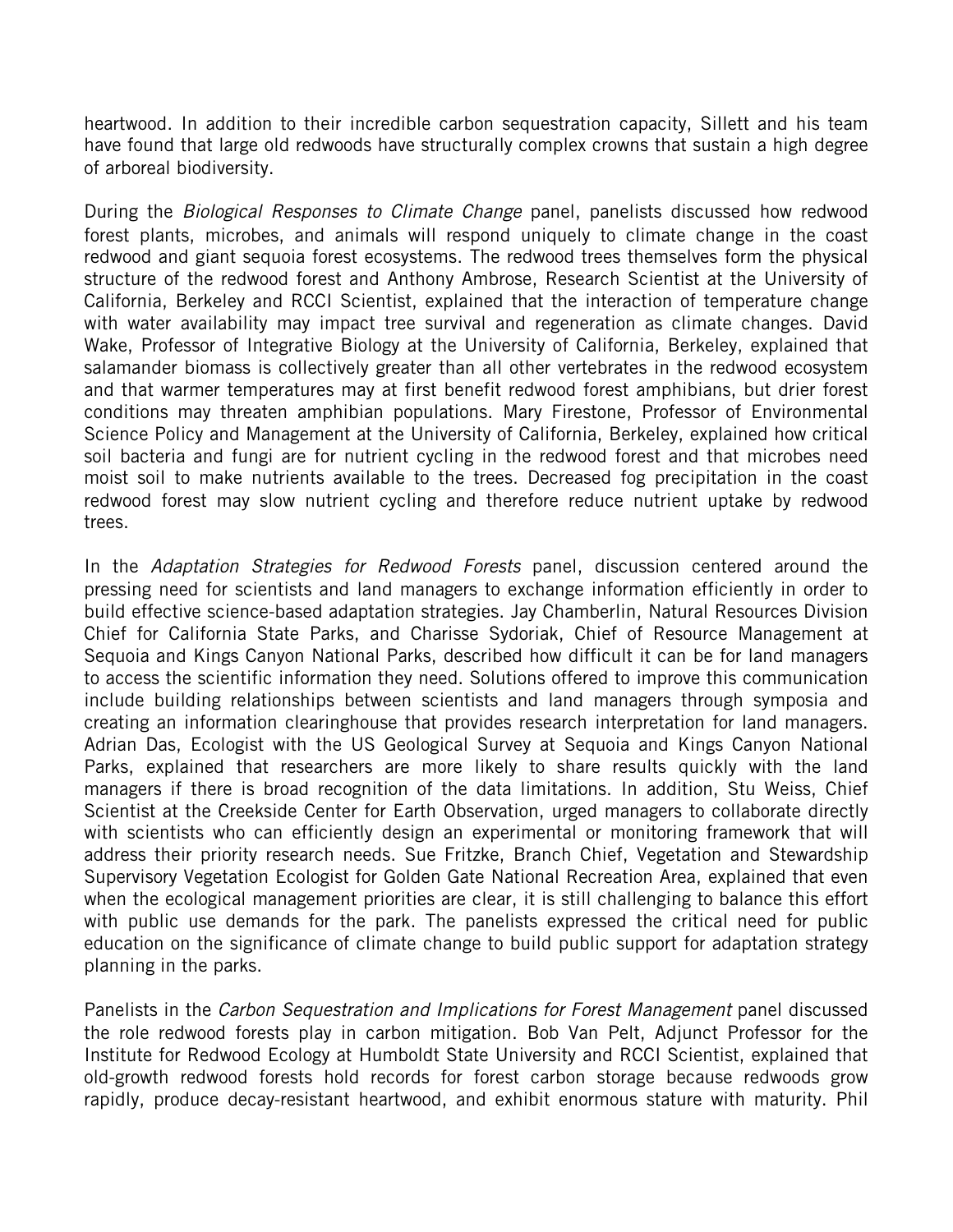heartwood. In addition to their incredible carbon sequestration capacity, Sillett and his team have found that large old redwoods have structurally complex crowns that sustain a high degree of arboreal biodiversity.

During the *Biological Responses to Climate Change* panel, panelists discussed how redwood forest plants, microbes, and animals will respond uniquely to climate change in the coast redwood and giant sequoia forest ecosystems. The redwood trees themselves form the physical structure of the redwood forest and Anthony Ambrose, Research Scientist at the University of California, Berkeley and RCCI Scientist, explained that the interaction of temperature change with water availability may impact tree survival and regeneration as climate changes. David Wake, Professor of Integrative Biology at the University of California, Berkeley, explained that salamander biomass is collectively greater than all other vertebrates in the redwood ecosystem and that warmer temperatures may at first benefit redwood forest amphibians, but drier forest conditions may threaten amphibian populations. Mary Firestone, Professor of Environmental Science Policy and Management at the University of California, Berkeley, explained how critical soil bacteria and fungi are for nutrient cycling in the redwood forest and that microbes need moist soil to make nutrients available to the trees. Decreased fog precipitation in the coast redwood forest may slow nutrient cycling and therefore reduce nutrient uptake by redwood trees.

In the *Adaptation Strategies for Redwood Forests* panel, discussion centered around the pressing need for scientists and land managers to exchange information efficiently in order to build effective science-based adaptation strategies. Jay Chamberlin, Natural Resources Division Chief for California State Parks, and Charisse Sydoriak, Chief of Resource Management at Sequoia and Kings Canyon National Parks, described how difficult it can be for land managers to access the scientific information they need. Solutions offered to improve this communication include building relationships between scientists and land managers through symposia and creating an information clearinghouse that provides research interpretation for land managers. Adrian Das, Ecologist with the US Geological Survey at Sequoia and Kings Canyon National Parks, explained that researchers are more likely to share results quickly with the land managers if there is broad recognition of the data limitations. In addition, Stu Weiss, Chief Scientist at the Creekside Center for Earth Observation, urged managers to collaborate directly with scientists who can efficiently design an experimental or monitoring framework that will address their priority research needs. Sue Fritzke, Branch Chief, Vegetation and Stewardship Supervisory Vegetation Ecologist for Golden Gate National Recreation Area, explained that even when the ecological management priorities are clear, it is still challenging to balance this effort with public use demands for the park. The panelists expressed the critical need for public education on the significance of climate change to build public support for adaptation strategy planning in the parks.

Panelists in the *Carbon Sequestration and Implications for Forest Management* panel discussed the role redwood forests play in carbon mitigation. Bob Van Pelt, Adjunct Professor for the Institute for Redwood Ecology at Humboldt State University and RCCI Scientist, explained that old-growth redwood forests hold records for forest carbon storage because redwoods grow rapidly, produce decay-resistant heartwood, and exhibit enormous stature with maturity. Phil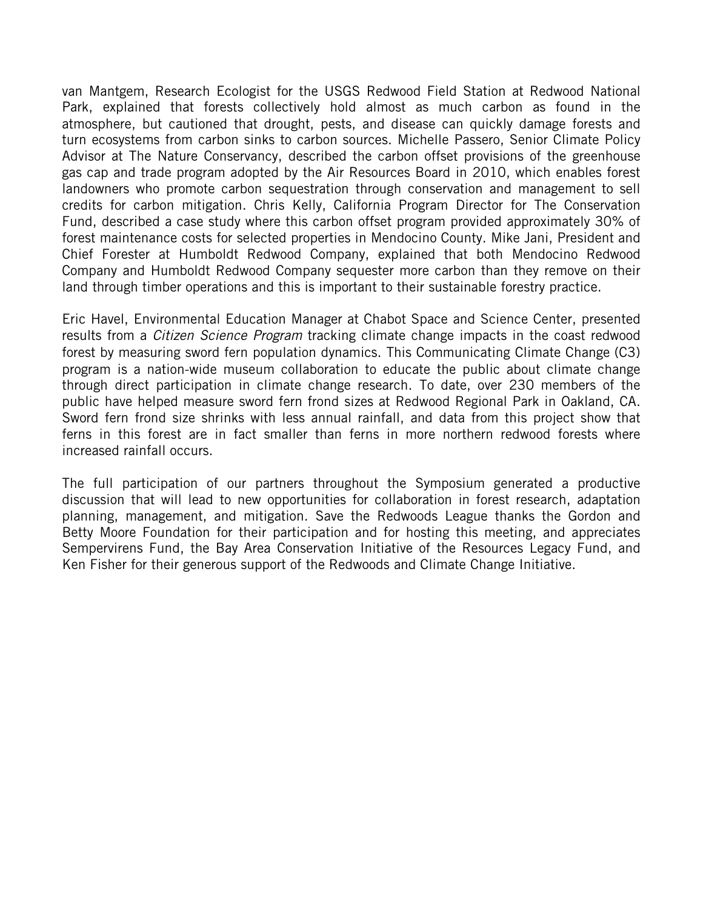van Mantgem, Research Ecologist for the USGS Redwood Field Station at Redwood National Park, explained that forests collectively hold almost as much carbon as found in the atmosphere, but cautioned that drought, pests, and disease can quickly damage forests and turn ecosystems from carbon sinks to carbon sources. Michelle Passero, Senior Climate Policy Advisor at The Nature Conservancy, described the carbon offset provisions of the greenhouse gas cap and trade program adopted by the Air Resources Board in 2010, which enables forest landowners who promote carbon sequestration through conservation and management to sell credits for carbon mitigation. Chris Kelly, California Program Director for The Conservation Fund, described a case study where this carbon offset program provided approximately 30% of forest maintenance costs for selected properties in Mendocino County. Mike Jani, President and Chief Forester at Humboldt Redwood Company, explained that both Mendocino Redwood Company and Humboldt Redwood Company sequester more carbon than they remove on their land through timber operations and this is important to their sustainable forestry practice.

Eric Havel, Environmental Education Manager at Chabot Space and Science Center, presented results from a *Citizen Science Program* tracking climate change impacts in the coast redwood forest by measuring sword fern population dynamics. This Communicating Climate Change (C3) program is a nation-wide museum collaboration to educate the public about climate change through direct participation in climate change research. To date, over 230 members of the public have helped measure sword fern frond sizes at Redwood Regional Park in Oakland, CA. Sword fern frond size shrinks with less annual rainfall, and data from this project show that ferns in this forest are in fact smaller than ferns in more northern redwood forests where increased rainfall occurs.

The full participation of our partners throughout the Symposium generated a productive discussion that will lead to new opportunities for collaboration in forest research, adaptation planning, management, and mitigation. Save the Redwoods League thanks the Gordon and Betty Moore Foundation for their participation and for hosting this meeting, and appreciates Sempervirens Fund, the Bay Area Conservation Initiative of the Resources Legacy Fund, and Ken Fisher for their generous support of the Redwoods and Climate Change Initiative.